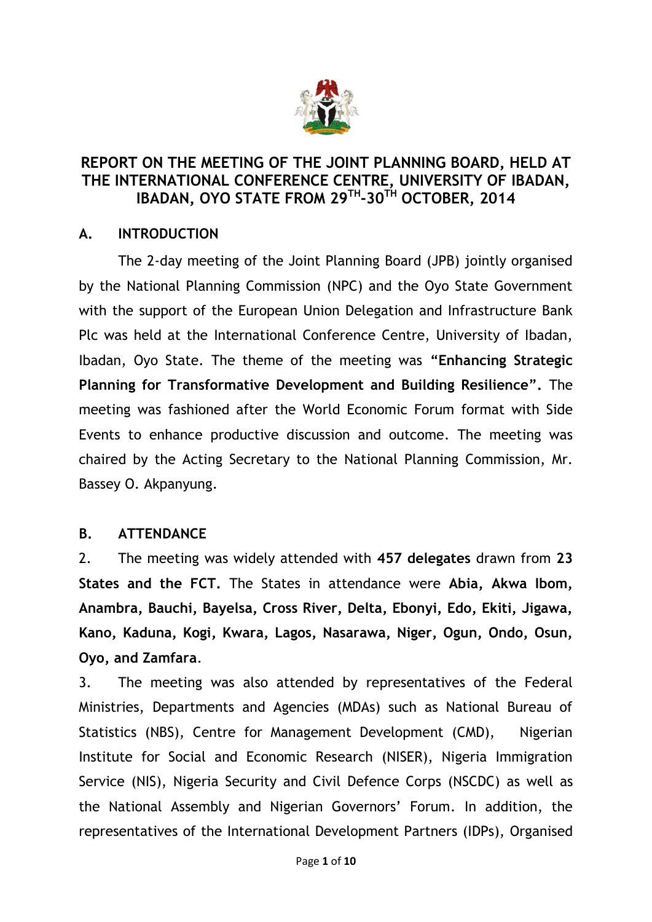# REPORT ON THE MEETING OF THE JOINT PLANNING BOARD, HELD AT THE INTERNATIONAL CONFERENCE CENTRE, UNIVERSITY OF IBADAN, IBADAN, OYO STATE FROM 29TH-30TH OCTOBER, 2014

## A. INTRODUCTION

The 2-day meeting of the Joint Planning Board (JPB) jointly organised by the National Planning Commission (NPC) and the Oyo State Government with the support of the European Union Delegation and Infrastructure Bank Plc was held at the International Conference Centre, University of Ibadan, Ibadan, Oyo State. The theme of the meeting was **"Enhancing Strategic Planning for Transformative Development and Building Resilience".** The meeting was fashioned after the World Economic Forum format with Side Events to enhance productive discussion and outcome. The meeting was chaired by the Acting Secretary to the National Planning Commission, Mr. Bassey O. Akpanyung.

## B. ATTENDANCE

2. The meeting was widely attended with **457 delegates** drawn from **23 States and the FCT.** The States in attendance were **Abia, Akwa Ibom, Anambra, Bauchi, Bayelsa, Cross River, Delta, Ebonyi, Edo, Ekiti, Jigawa, Kano, Kaduna, Kogi, Kwara, Lagos, Nasarawa, Niger, Ogun, Ondo, Osun, Oyo, and Zamfara**.

3. The meeting was also attended by representatives of the Federal Ministries, Departments and Agencies (MDAs) such as National Bureau of Statistics (NBS), Centre for Management Development (CMD), Nigerian Institute for Social and Economic Research (NISER), Nigeria Immigration Service (NIS), Nigeria Security and Civil Defence Corps (NSCDC) as well as the National Assembly and Nigerian Governors' Forum. In addition, the representatives of the International Development Partners (IDPs), Organised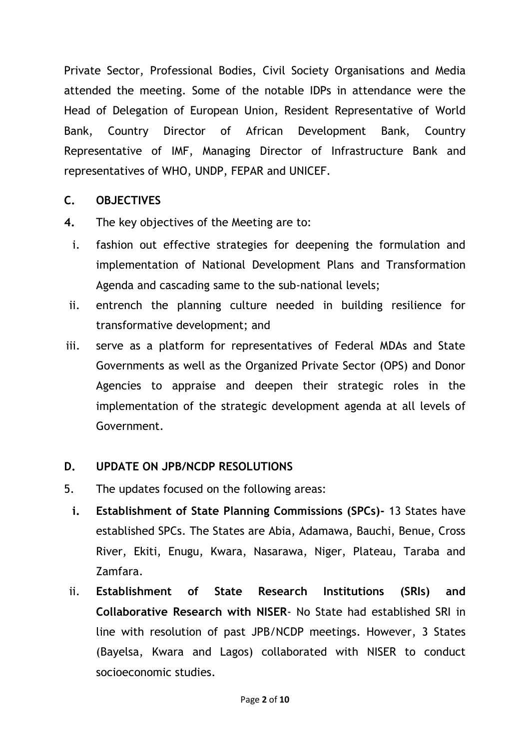Private Sector, Professional Bodies, Civil Society Organisations and Media attended the meeting. Some of the notable IDPs in attendance were the Head of Delegation of European Union, Resident Representative of World Bank, Country Director of African Development Bank, Country Representative of IMF, Managing Director of Infrastructure Bank and representatives of WHO, UNDP, FEPAR and UNICEF.

## C. OBJECTIVES

**4.** The key objectives of the Meeting are to:

i. fashion out effective strategies for deepening the formulation and implementation of National Development Plans and Transformation Agenda and cascading same to the sub-national levels;

ii. entrench the planning culture needed in building resilience for transformative development; and

iii. serve as a platform for representatives of Federal MDAs and State Governments as well as the Organized Private Sector (OPS) and Donor Agencies to appraise and deepen their strategic roles in the implementation of the strategic development agenda at all levels of Government.

## D. UPDATE ON JPB/NCDP RESOLUTIONS

5. The updates focused on the following areas:

**i.** **Establishment of State Planning Commissions (SPCs)-** 13 States have established SPCs. The States are Abia, Adamawa, Bauchi, Benue, Cross River, Ekiti, Enugu, Kwara, Nasarawa, Niger, Plateau, Taraba and Zamfara.

ii. **Establishment of State Research Institutions (SRIs) and Collaborative Research with NISER**- No State had established SRI in line with resolution of past JPB/NCDP meetings. However, 3 States (Bayelsa, Kwara and Lagos) collaborated with NISER to conduct socioeconomic studies.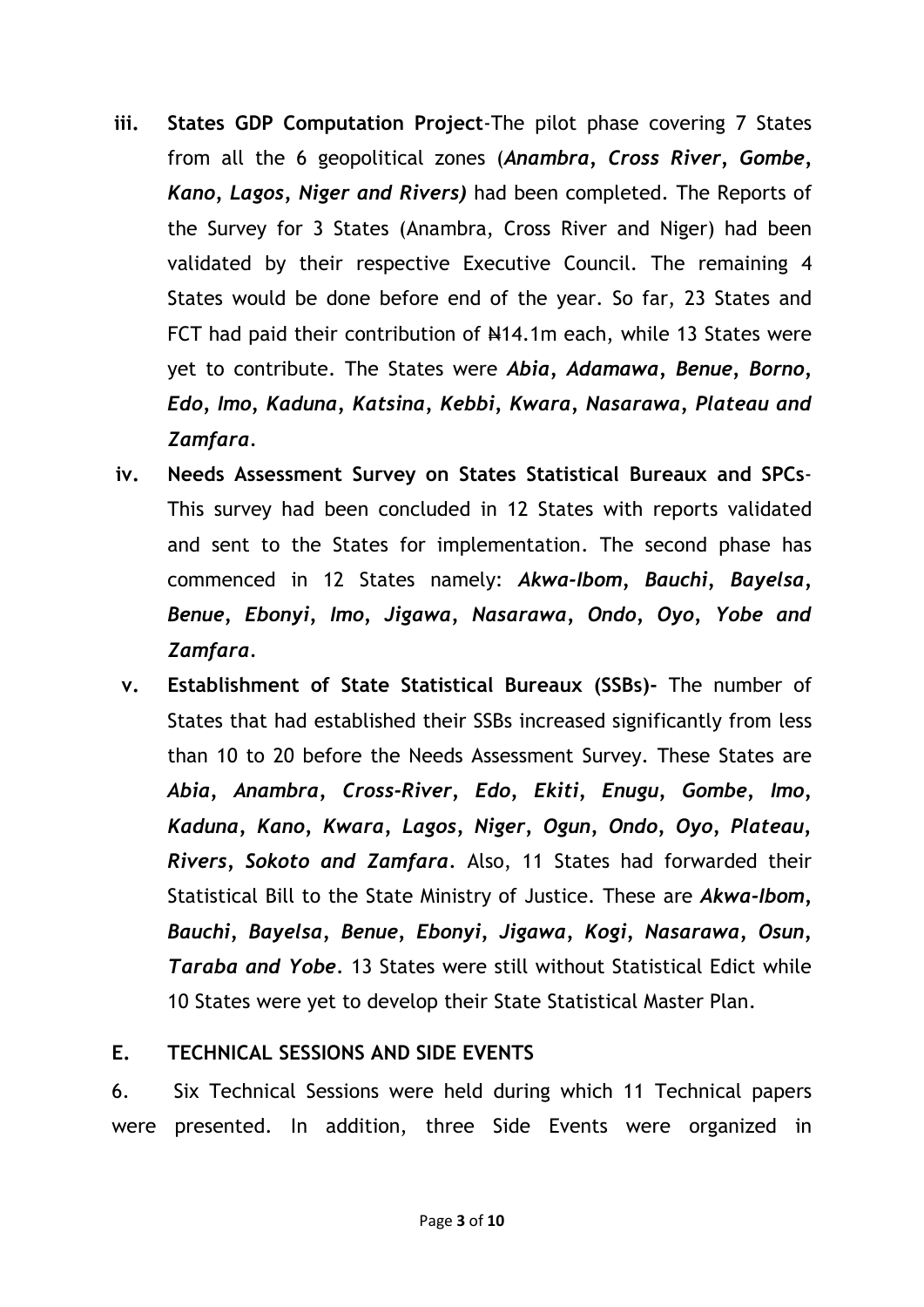iii. **States GDP Computation Project**-The pilot phase covering 7 States from all the 6 geopolitical zones (***Anambra, Cross River, Gombe, Kano, Lagos, Niger and Rivers)*** had been completed. The Reports of the Survey for 3 States (Anambra, Cross River and Niger) had been validated by their respective Executive Council. The remaining 4 States would be done before end of the year. So far, 23 States and FCT had paid their contribution of ₦14.1m each, while 13 States were yet to contribute. The States were ***Abia, Adamawa, Benue, Borno, Edo, Imo, Kaduna, Katsina, Kebbi, Kwara, Nasarawa, Plateau and Zamfara***.

iv. **Needs Assessment Survey on States Statistical Bureaux and SPCs**-This survey had been concluded in 12 States with reports validated and sent to the States for implementation. The second phase has commenced in 12 States namely: ***Akwa-Ibom, Bauchi, Bayelsa, Benue, Ebonyi, Imo, Jigawa, Nasarawa, Ondo, Oyo, Yobe and Zamfara***.

v. **Establishment of State Statistical Bureaux (SSBs)-** The number of States that had established their SSBs increased significantly from less than 10 to 20 before the Needs Assessment Survey. These States are ***Abia, Anambra, Cross-River, Edo, Ekiti, Enugu, Gombe, Imo, Kaduna, Kano, Kwara, Lagos, Niger, Ogun, Ondo, Oyo, Plateau, Rivers, Sokoto and Zamfara***. Also, 11 States had forwarded their Statistical Bill to the State Ministry of Justice. These are ***Akwa-Ibom, Bauchi, Bayelsa, Benue, Ebonyi, Jigawa, Kogi, Nasarawa, Osun, Taraba and Yobe***. 13 States were still without Statistical Edict while 10 States were yet to develop their State Statistical Master Plan.

## E. TECHNICAL SESSIONS AND SIDE EVENTS

6. Six Technical Sessions were held during which 11 Technical papers were presented. In addition, three Side Events were organized in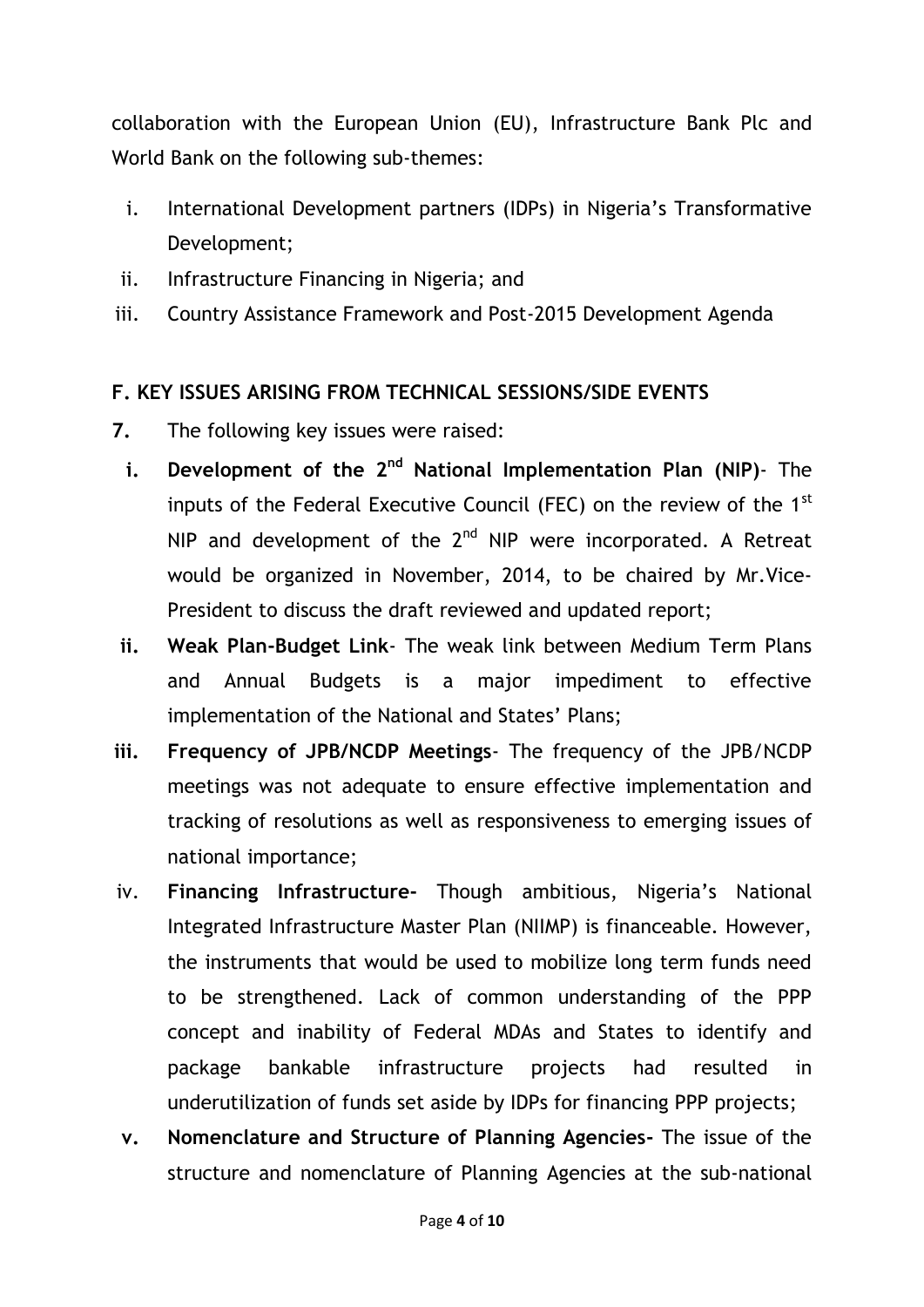collaboration with the European Union (EU), Infrastructure Bank Plc and World Bank on the following sub-themes:

i. International Development partners (IDPs) in Nigeria's Transformative Development;
ii. Infrastructure Financing in Nigeria; and
iii. Country Assistance Framework and Post-2015 Development Agenda

### F. KEY ISSUES ARISING FROM TECHNICAL SESSIONS/SIDE EVENTS

**7.** The following key issues were raised:

**i. Development of the 2nd National Implementation Plan (NIP)**- The inputs of the Federal Executive Council (FEC) on the review of the 1st NIP and development of the 2nd NIP were incorporated. A Retreat would be organized in November, 2014, to be chaired by Mr.Vice-President to discuss the draft reviewed and updated report;

**ii. Weak Plan-Budget Link**- The weak link between Medium Term Plans and Annual Budgets is a major impediment to effective implementation of the National and States' Plans;

**iii. Frequency of JPB/NCDP Meetings**- The frequency of the JPB/NCDP meetings was not adequate to ensure effective implementation and tracking of resolutions as well as responsiveness to emerging issues of national importance;

iv. **Financing Infrastructure-** Though ambitious, Nigeria's National Integrated Infrastructure Master Plan (NIIMP) is financeable. However, the instruments that would be used to mobilize long term funds need to be strengthened. Lack of common understanding of the PPP concept and inability of Federal MDAs and States to identify and package bankable infrastructure projects had resulted in underutilization of funds set aside by IDPs for financing PPP projects;

**v. Nomenclature and Structure of Planning Agencies-** The issue of the structure and nomenclature of Planning Agencies at the sub-national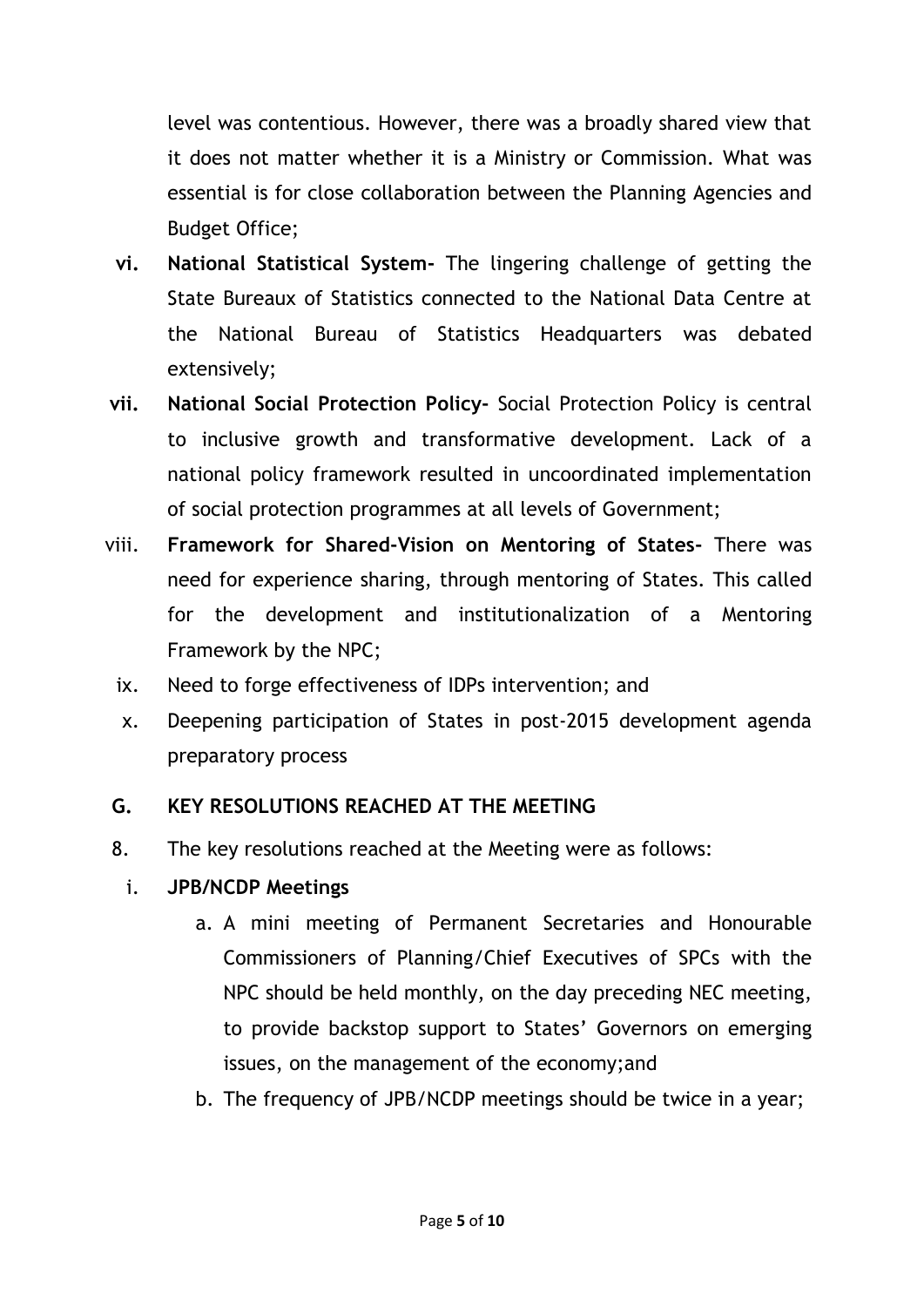level was contentious. However, there was a broadly shared view that it does not matter whether it is a Ministry or Commission. What was essential is for close collaboration between the Planning Agencies and Budget Office;

vi. **National Statistical System-** The lingering challenge of getting the State Bureaux of Statistics connected to the National Data Centre at the National Bureau of Statistics Headquarters was debated extensively;

vii. **National Social Protection Policy-** Social Protection Policy is central to inclusive growth and transformative development. Lack of a national policy framework resulted in uncoordinated implementation of social protection programmes at all levels of Government;

viii. **Framework for Shared-Vision on Mentoring of States-** There was need for experience sharing, through mentoring of States. This called for the development and institutionalization of a Mentoring Framework by the NPC;

ix. Need to forge effectiveness of IDPs intervention; and

x. Deepening participation of States in post-2015 development agenda preparatory process

## G. KEY RESOLUTIONS REACHED AT THE MEETING

8. The key resolutions reached at the Meeting were as follows:

i. **JPB/NCDP Meetings**

   a. A mini meeting of Permanent Secretaries and Honourable Commissioners of Planning/Chief Executives of SPCs with the NPC should be held monthly, on the day preceding NEC meeting, to provide backstop support to States' Governors on emerging issues, on the management of the economy;and

   b. The frequency of JPB/NCDP meetings should be twice in a year;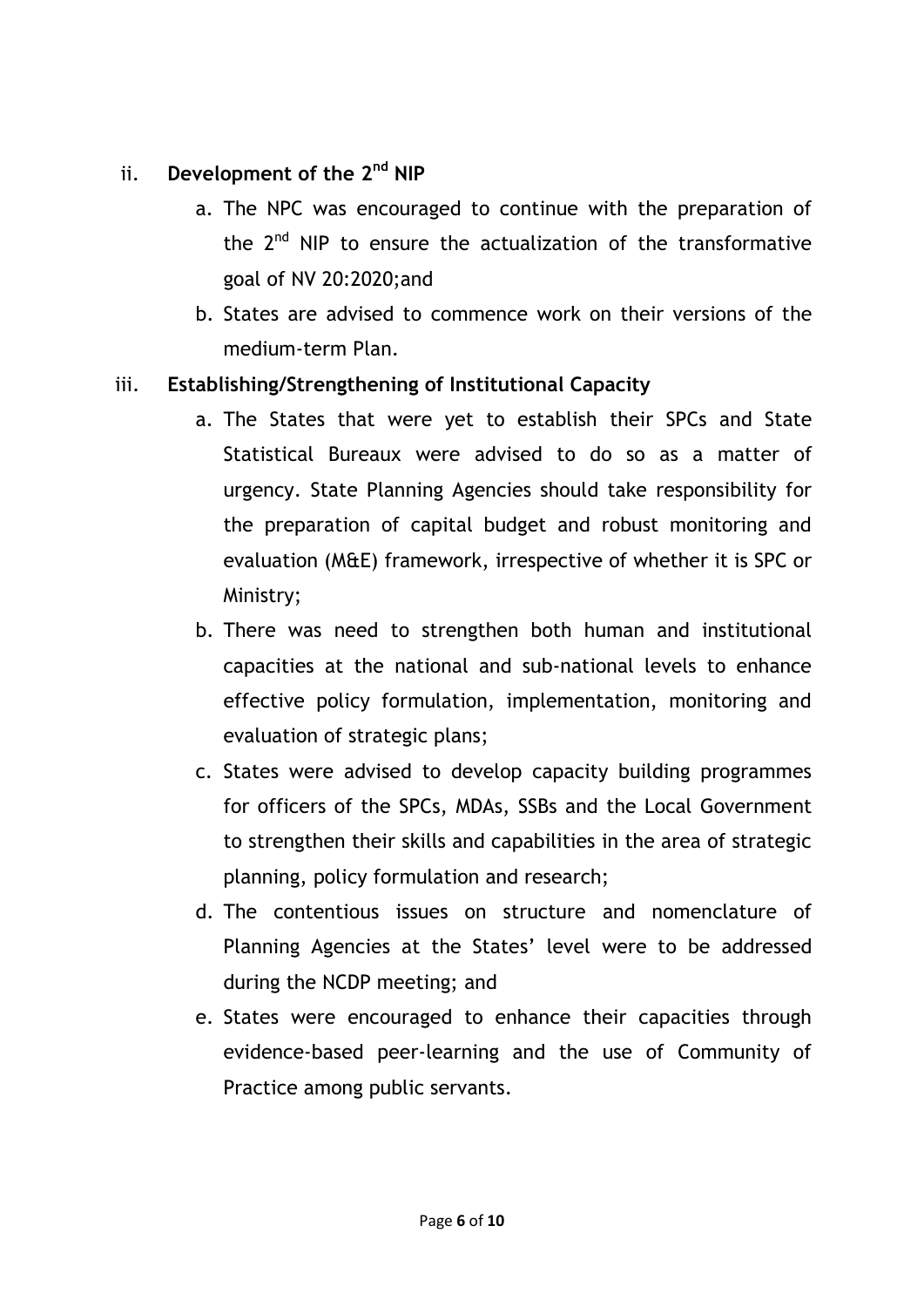ii. **Development of the 2nd NIP**

a. The NPC was encouraged to continue with the preparation of the 2nd NIP to ensure the actualization of the transformative goal of NV 20:2020;and

b. States are advised to commence work on their versions of the medium-term Plan.

iii. **Establishing/Strengthening of Institutional Capacity**

a. The States that were yet to establish their SPCs and State Statistical Bureaux were advised to do so as a matter of urgency. State Planning Agencies should take responsibility for the preparation of capital budget and robust monitoring and evaluation (M&E) framework, irrespective of whether it is SPC or Ministry;

b. There was need to strengthen both human and institutional capacities at the national and sub-national levels to enhance effective policy formulation, implementation, monitoring and evaluation of strategic plans;

c. States were advised to develop capacity building programmes for officers of the SPCs, MDAs, SSBs and the Local Government to strengthen their skills and capabilities in the area of strategic planning, policy formulation and research;

d. The contentious issues on structure and nomenclature of Planning Agencies at the States' level were to be addressed during the NCDP meeting; and

e. States were encouraged to enhance their capacities through evidence-based peer-learning and the use of Community of Practice among public servants.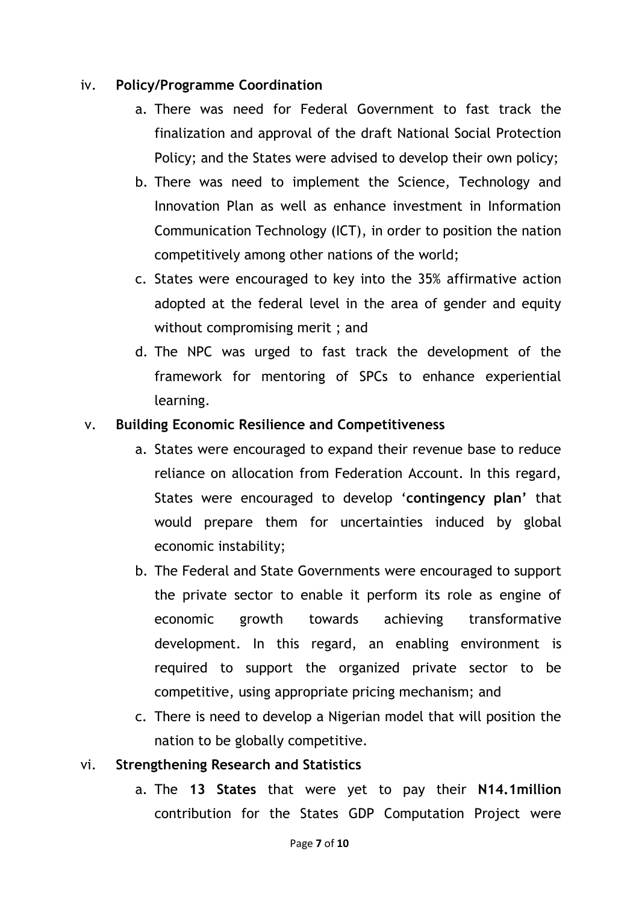iv. **Policy/Programme Coordination**

a. There was need for Federal Government to fast track the finalization and approval of the draft National Social Protection Policy; and the States were advised to develop their own policy;

b. There was need to implement the Science, Technology and Innovation Plan as well as enhance investment in Information Communication Technology (ICT), in order to position the nation competitively among other nations of the world;

c. States were encouraged to key into the 35% affirmative action adopted at the federal level in the area of gender and equity without compromising merit ; and

d. The NPC was urged to fast track the development of the framework for mentoring of SPCs to enhance experiential learning.

v. **Building Economic Resilience and Competitiveness**

a. States were encouraged to expand their revenue base to reduce reliance on allocation from Federation Account. In this regard, States were encouraged to develop '**contingency plan**' that would prepare them for uncertainties induced by global economic instability;

b. The Federal and State Governments were encouraged to support the private sector to enable it perform its role as engine of economic growth towards achieving transformative development. In this regard, an enabling environment is required to support the organized private sector to be competitive, using appropriate pricing mechanism; and

c. There is need to develop a Nigerian model that will position the nation to be globally competitive.

vi. **Strengthening Research and Statistics**

a. The **13 States** that were yet to pay their **N14.1million** contribution for the States GDP Computation Project were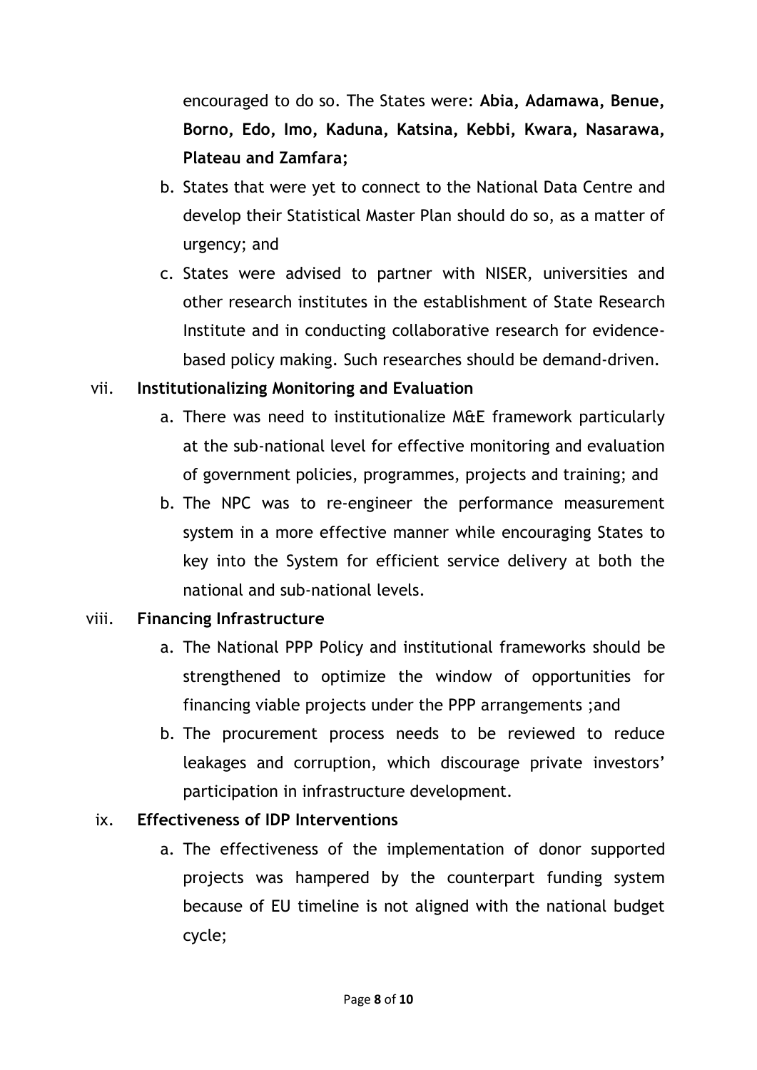encouraged to do so. The States were: **Abia, Adamawa, Benue, Borno, Edo, Imo, Kaduna, Katsina, Kebbi, Kwara, Nasarawa, Plateau and Zamfara;**

b. States that were yet to connect to the National Data Centre and develop their Statistical Master Plan should do so, as a matter of urgency; and

c. States were advised to partner with NISER, universities and other research institutes in the establishment of State Research Institute and in conducting collaborative research for evidence-based policy making. Such researches should be demand-driven.

vii. **Institutionalizing Monitoring and Evaluation**

a. There was need to institutionalize M&E framework particularly at the sub-national level for effective monitoring and evaluation of government policies, programmes, projects and training; and

b. The NPC was to re-engineer the performance measurement system in a more effective manner while encouraging States to key into the System for efficient service delivery at both the national and sub-national levels.

viii. **Financing Infrastructure**

a. The National PPP Policy and institutional frameworks should be strengthened to optimize the window of opportunities for financing viable projects under the PPP arrangements ;and

b. The procurement process needs to be reviewed to reduce leakages and corruption, which discourage private investors' participation in infrastructure development.

ix. **Effectiveness of IDP Interventions**

a. The effectiveness of the implementation of donor supported projects was hampered by the counterpart funding system because of EU timeline is not aligned with the national budget cycle;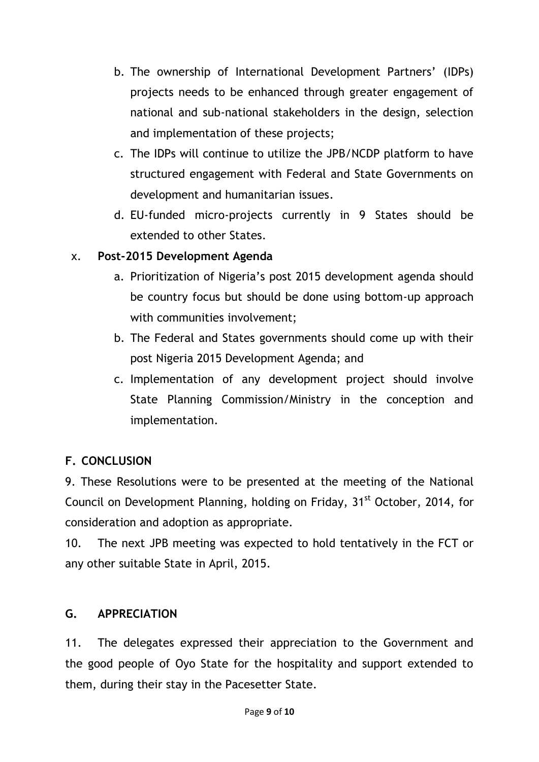b. The ownership of International Development Partners' (IDPs) projects needs to be enhanced through greater engagement of national and sub-national stakeholders in the design, selection and implementation of these projects;
c. The IDPs will continue to utilize the JPB/NCDP platform to have structured engagement with Federal and State Governments on development and humanitarian issues.
d. EU-funded micro-projects currently in 9 States should be extended to other States.

x. **Post-2015 Development Agenda**

a. Prioritization of Nigeria's post 2015 development agenda should be country focus but should be done using bottom-up approach with communities involvement;
b. The Federal and States governments should come up with their post Nigeria 2015 Development Agenda; and
c. Implementation of any development project should involve State Planning Commission/Ministry in the conception and implementation.

**F. CONCLUSION**

9. These Resolutions were to be presented at the meeting of the National Council on Development Planning, holding on Friday, 31st October, 2014, for consideration and adoption as appropriate.

10. The next JPB meeting was expected to hold tentatively in the FCT or any other suitable State in April, 2015.

**G. APPRECIATION**

11. The delegates expressed their appreciation to the Government and the good people of Oyo State for the hospitality and support extended to them, during their stay in the Pacesetter State.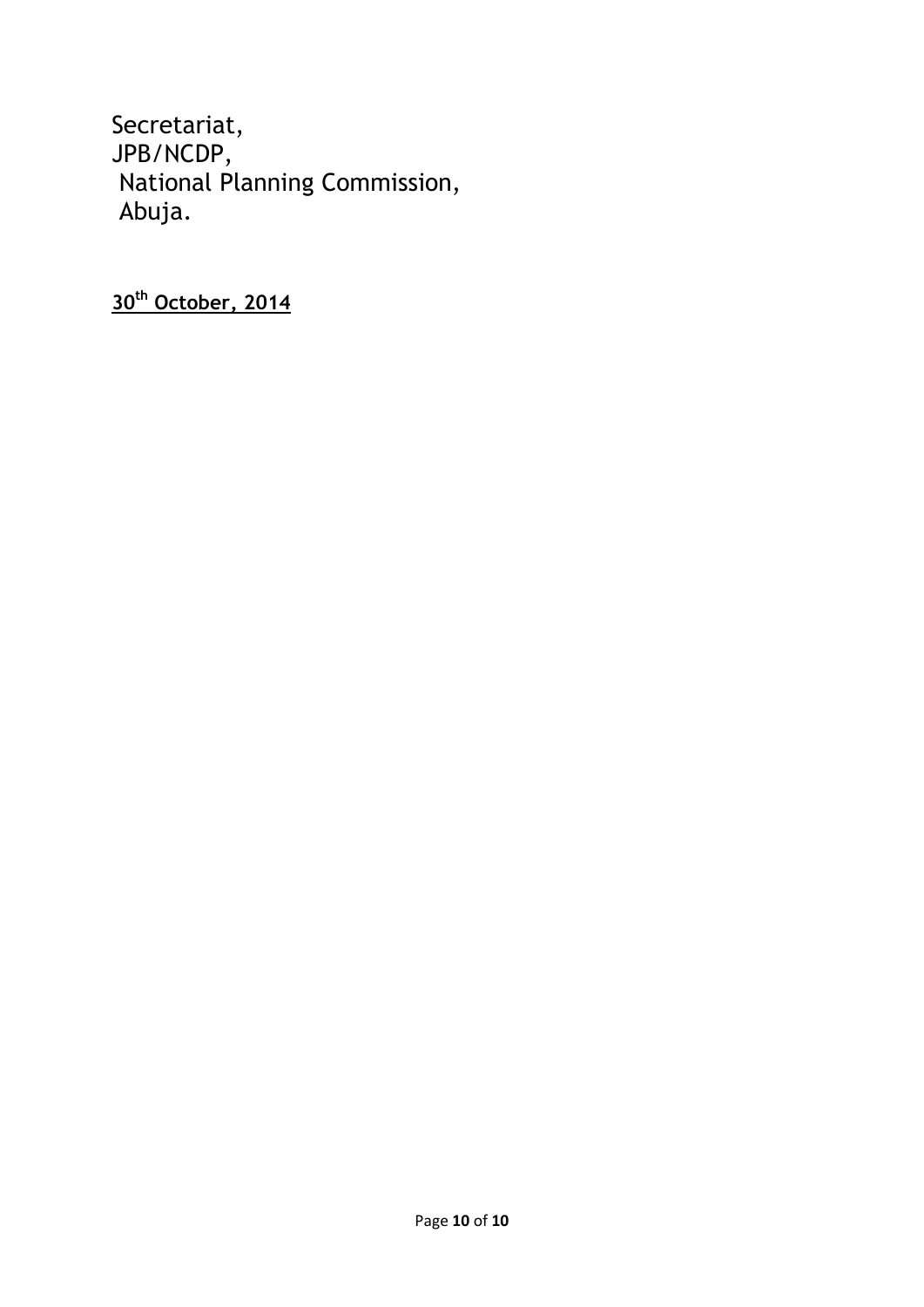Secretariat,
JPB/NCDP,
National Planning Commission,
Abuja.

**30th October, 2014**